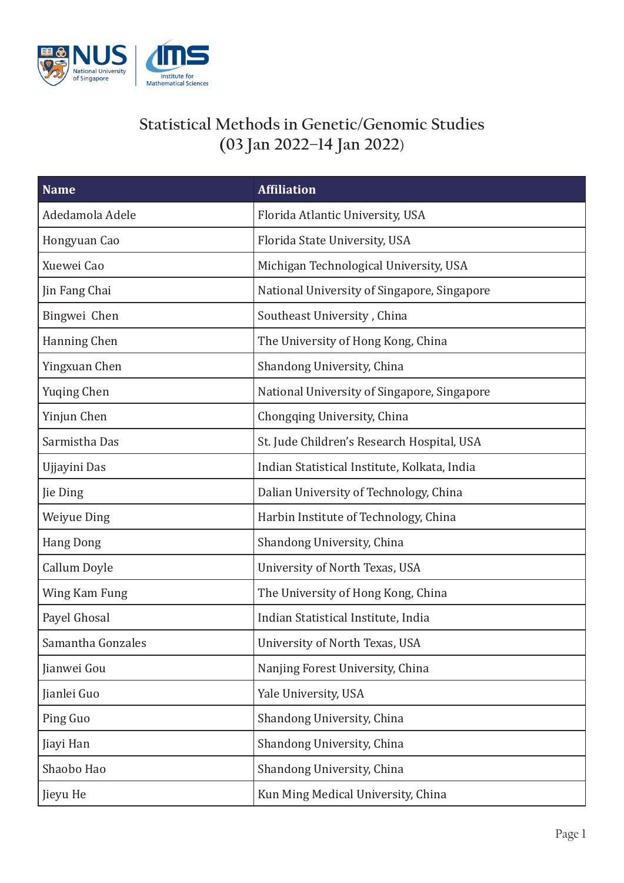# Statistical Methods in Genetic/Genomic Studies
## (03 Jan 2022–14 Jan 2022)

| Name | Affiliation |
|---|---|
| Adedamola Adele | Florida Atlantic University, USA |
| Hongyuan Cao | Florida State University, USA |
| Xuewei Cao | Michigan Technological University, USA |
| Jin Fang Chai | National University of Singapore, Singapore |
| Bingwei Chen | Southeast University , China |
| Hanning Chen | The University of Hong Kong, China |
| Yingxuan Chen | Shandong University, China |
| Yuqing Chen | National University of Singapore, Singapore |
| Yinjun Chen | Chongqing University, China |
| Sarmistha Das | St. Jude Children's Research Hospital, USA |
| Ujjayini Das | Indian Statistical Institute, Kolkata, India |
| Jie Ding | Dalian University of Technology, China |
| Weiyue Ding | Harbin Institute of Technology, China |
| Hang Dong | Shandong University, China |
| Callum Doyle | University of North Texas, USA |
| Wing Kam Fung | The University of Hong Kong, China |
| Payel Ghosal | Indian Statistical Institute, India |
| Samantha Gonzales | University of North Texas, USA |
| Jianwei Gou | Nanjing Forest University, China |
| Jianlei Guo | Yale University, USA |
| Ping Guo | Shandong University, China |
| Jiayi Han | Shandong University, China |
| Shaobo Hao | Shandong University, China |
| Jieyu He | Kun Ming Medical University, China |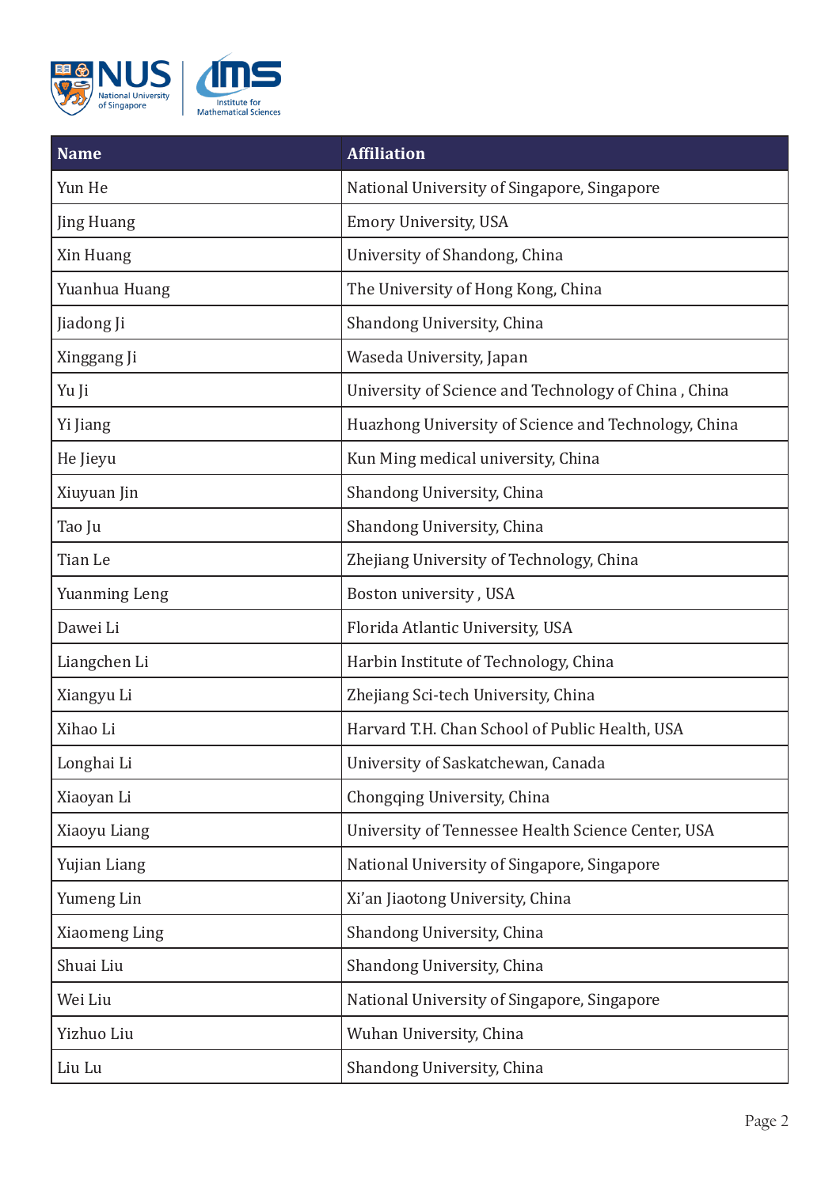| Name | Affiliation |
| --- | --- |
| Yun He | National University of Singapore, Singapore |
| Jing Huang | Emory University, USA |
| Xin Huang | University of Shandong, China |
| Yuanhua Huang | The University of Hong Kong, China |
| Jiadong Ji | Shandong University, China |
| Xinggang Ji | Waseda University, Japan |
| Yu Ji | University of Science and Technology of China , China |
| Yi Jiang | Huazhong University of Science and Technology, China |
| He Jieyu | Kun Ming medical university, China |
| Xiuyuan Jin | Shandong University, China |
| Tao Ju | Shandong University, China |
| Tian Le | Zhejiang University of Technology, China |
| Yuanming Leng | Boston university , USA |
| Dawei Li | Florida Atlantic University, USA |
| Liangchen Li | Harbin Institute of Technology, China |
| Xiangyu Li | Zhejiang Sci-tech University, China |
| Xihao Li | Harvard T.H. Chan School of Public Health, USA |
| Longhai Li | University of Saskatchewan, Canada |
| Xiaoyan Li | Chongqing University, China |
| Xiaoyu Liang | University of Tennessee Health Science Center, USA |
| Yujian Liang | National University of Singapore, Singapore |
| Yumeng Lin | Xi'an Jiaotong University, China |
| Xiaomeng Ling | Shandong University, China |
| Shuai Liu | Shandong University, China |
| Wei Liu | National University of Singapore, Singapore |
| Yizhuo Liu | Wuhan University, China |
| Liu Lu | Shandong University, China |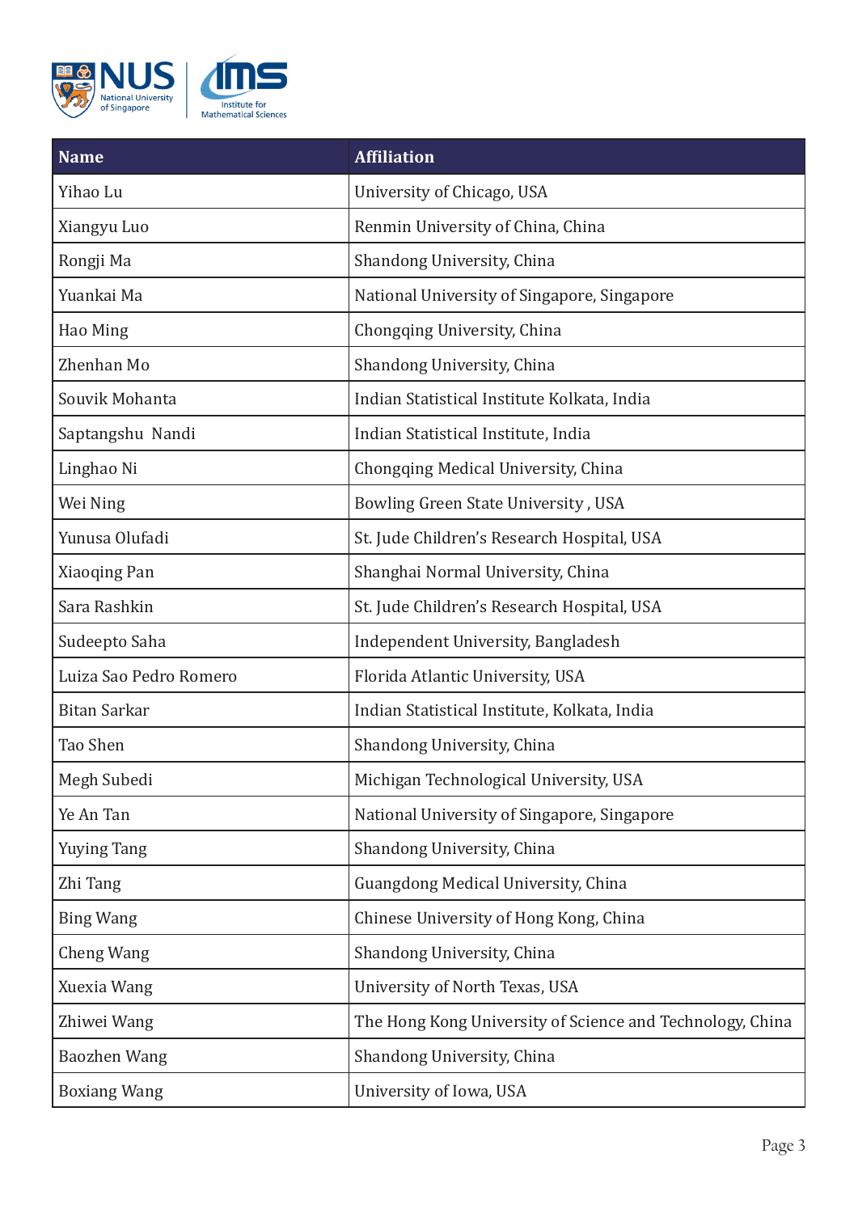| Name | Affiliation |
|---|---|
| Yihao Lu | University of Chicago, USA |
| Xiangyu Luo | Renmin University of China, China |
| Rongji Ma | Shandong University, China |
| Yuankai Ma | National University of Singapore, Singapore |
| Hao Ming | Chongqing University, China |
| Zhenhan Mo | Shandong University, China |
| Souvik Mohanta | Indian Statistical Institute Kolkata, India |
| Saptangshu  Nandi | Indian Statistical Institute, India |
| Linghao Ni | Chongqing Medical University, China |
| Wei Ning | Bowling Green State University , USA |
| Yunusa Olufadi | St. Jude Children's Research Hospital, USA |
| Xiaoqing Pan | Shanghai Normal University, China |
| Sara Rashkin | St. Jude Children's Research Hospital, USA |
| Sudeepto Saha | Independent University, Bangladesh |
| Luiza Sao Pedro Romero | Florida Atlantic University, USA |
| Bitan Sarkar | Indian Statistical Institute, Kolkata, India |
| Tao Shen | Shandong University, China |
| Megh Subedi | Michigan Technological University, USA |
| Ye An Tan | National University of Singapore, Singapore |
| Yuying Tang | Shandong University, China |
| Zhi Tang | Guangdong Medical University, China |
| Bing Wang | Chinese University of Hong Kong, China |
| Cheng Wang | Shandong University, China |
| Xuexia Wang | University of North Texas, USA |
| Zhiwei Wang | The Hong Kong University of Science and Technology, China |
| Baozhen Wang | Shandong University, China |
| Boxiang Wang | University of Iowa, USA |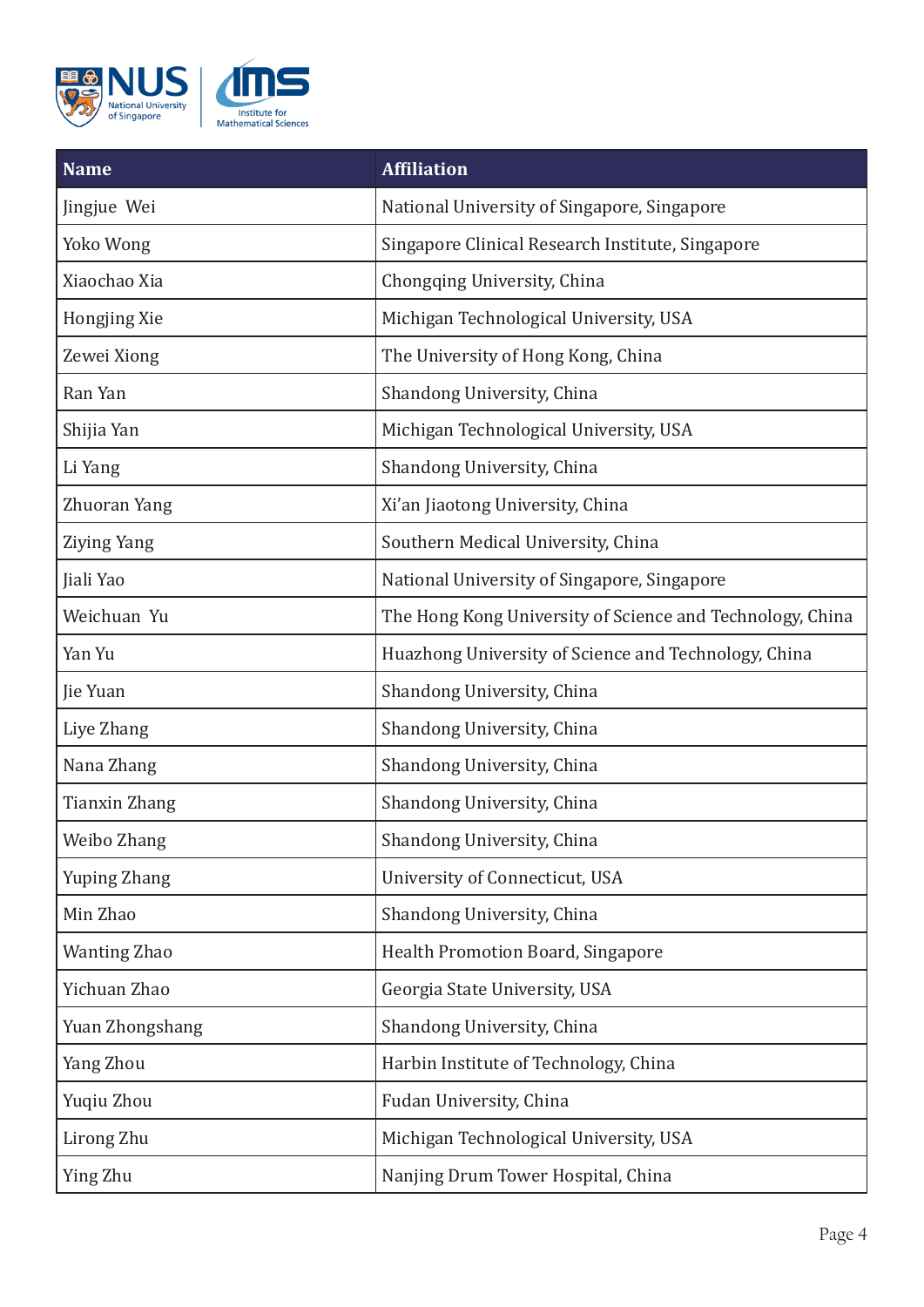| Name | Affiliation |
|---|---|
| Jingjue Wei | National University of Singapore, Singapore |
| Yoko Wong | Singapore Clinical Research Institute, Singapore |
| Xiaochao Xia | Chongqing University, China |
| Hongjing Xie | Michigan Technological University, USA |
| Zewei Xiong | The University of Hong Kong, China |
| Ran Yan | Shandong University, China |
| Shijia Yan | Michigan Technological University, USA |
| Li Yang | Shandong University, China |
| Zhuoran Yang | Xi'an Jiaotong University, China |
| Ziying Yang | Southern Medical University, China |
| Jiali Yao | National University of Singapore, Singapore |
| Weichuan Yu | The Hong Kong University of Science and Technology, China |
| Yan Yu | Huazhong University of Science and Technology, China |
| Jie Yuan | Shandong University, China |
| Liye Zhang | Shandong University, China |
| Nana Zhang | Shandong University, China |
| Tianxin Zhang | Shandong University, China |
| Weibo Zhang | Shandong University, China |
| Yuping Zhang | University of Connecticut, USA |
| Min Zhao | Shandong University, China |
| Wanting Zhao | Health Promotion Board, Singapore |
| Yichuan Zhao | Georgia State University, USA |
| Yuan Zhongshang | Shandong University, China |
| Yang Zhou | Harbin Institute of Technology, China |
| Yuqiu Zhou | Fudan University, China |
| Lirong Zhu | Michigan Technological University, USA |
| Ying Zhu | Nanjing Drum Tower Hospital, China |